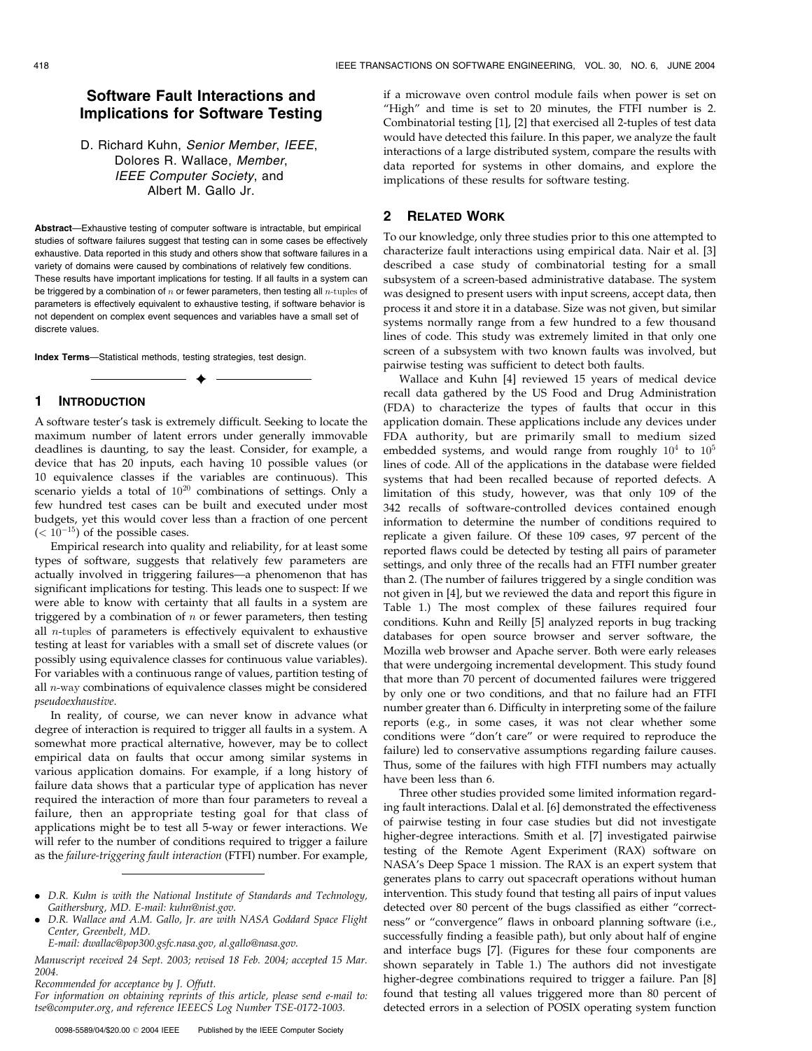# Software Fault Interactions and Implications for Software Testing

D. Richard Kuhn, *Senior Member*, *IEEE*, Dolores R. Wallace, *Member*, *IEEE Computer Society*, and Albert M. Gallo Jr.

**Abstract**—Exhaustive testing of computer software is intractable, but empirical studies of software failures suggest that testing can in some cases be effectively exhaustive. Data reported in this study and others show that software failures in a variety of domains were caused by combinations of relatively few conditions. These results have important implications for testing. If all faults in a system can be triggered by a combination of $n$ or fewer parameters, then testing all $n$-tuples of parameters is effectively equivalent to exhaustive testing, if software behavior is not dependent on complex event sequences and variables have a small set of discrete values.

**Index Terms**—Statistical methods, testing strategies, test design.

## 1 Introduction

A software tester's task is extremely difficult. Seeking to locate the maximum number of latent errors under generally immovable deadlines is daunting, to say the least. Consider, for example, a device that has 20 inputs, each having 10 possible values (or 10 equivalence classes if the variables are continuous). This scenario yields a total of $10^{20}$ combinations of settings. Only a few hundred test cases can be built and executed under most budgets, yet this would cover less than a fraction of one percent ($< 10^{-15}$) of the possible cases.

Empirical research into quality and reliability, for at least some types of software, suggests that relatively few parameters are actually involved in triggering failures—a phenomenon that has significant implications for testing. This leads one to suspect: If we were able to know with certainty that all faults in a system are triggered by a combination of $n$ or fewer parameters, then testing all $n$-tuples of parameters is effectively equivalent to exhaustive testing at least for variables with a small set of discrete values (or possibly using equivalence classes for continuous value variables). For variables with a continuous range of values, partition testing of all $n$-way combinations of equivalence classes might be considered *pseudoexhaustive*.

In reality, of course, we can never know in advance what degree of interaction is required to trigger all faults in a system. A somewhat more practical alternative, however, may be to collect empirical data on faults that occur among similar systems in various application domains. For example, if a long history of failure data shows that a particular type of application has never required the interaction of more than four parameters to reveal a failure, then an appropriate testing goal for that class of applications might be to test all 5-way or fewer interactions. We will refer to the number of conditions required to trigger a failure as the *failure-triggering fault interaction* (FTFI) number. For example, if a microwave oven control module fails when power is set on "High" and time is set to 20 minutes, the FTFI number is 2. Combinatorial testing [1], [2] that exercised all 2-tuples of test data would have detected this failure. In this paper, we analyze the fault interactions of a large distributed system, compare the results with data reported for systems in other domains, and explore the implications of these results for software testing.

## 2 Related Work

To our knowledge, only three studies prior to this one attempted to characterize fault interactions using empirical data. Nair et al. [3] described a case study of combinatorial testing for a small subsystem of a screen-based administrative database. The system was designed to present users with input screens, accept data, then process it and store it in a database. Size was not given, but similar systems normally range from a few hundred to a few thousand lines of code. This study was extremely limited in that only one screen of a subsystem with two known faults was involved, but pairwise testing was sufficient to detect both faults.

Wallace and Kuhn [4] reviewed 15 years of medical device recall data gathered by the US Food and Drug Administration (FDA) to characterize the types of faults that occur in this application domain. These applications include any devices under FDA authority, but are primarily small to medium sized embedded systems, and would range from roughly $10^4$ to $10^5$ lines of code. All of the applications in the database were fielded systems that had been recalled because of reported defects. A limitation of this study, however, was that only 109 of the 342 recalls of software-controlled devices contained enough information to determine the number of conditions required to replicate a given failure. Of these 109 cases, 97 percent of the reported flaws could be detected by testing all pairs of parameter settings, and only three of the recalls had an FTFI number greater than 2. (The number of failures triggered by a single condition was not given in [4], but we reviewed the data and report this figure in Table 1.) The most complex of these failures required four conditions. Kuhn and Reilly [5] analyzed reports in bug tracking databases for open source browser and server software, the Mozilla web browser and Apache server. Both were early releases that were undergoing incremental development. This study found that more than 70 percent of documented failures were triggered by only one or two conditions, and that no failure had an FTFI number greater than 6. Difficulty in interpreting some of the failure reports (e.g., in some cases, it was not clear whether some conditions were "don't care" or were required to reproduce the failure) led to conservative assumptions regarding failure causes. Thus, some of the failures with high FTFI numbers may actually have been less than 6.

Three other studies provided some limited information regarding fault interactions. Dalal et al. [6] demonstrated the effectiveness of pairwise testing in four case studies but did not investigate higher-degree interactions. Smith et al. [7] investigated pairwise testing of the Remote Agent Experiment (RAX) software on NASA's Deep Space 1 mission. The RAX is an expert system that generates plans to carry out spacecraft operations without human intervention. This study found that testing all pairs of input values detected over 80 percent of the bugs classified as either "correctness" or "convergence" flaws in onboard planning software (i.e., successfully finding a feasible path), but only about half of engine and interface bugs [7]. (Figures for these four components are shown separately in Table 1.) The authors did not investigate higher-degree combinations required to trigger a failure. Pan [8] found that testing all values triggered more than 80 percent of detected errors in a selection of POSIX operating system function

---

- D.R. Kuhn is with the National Institute of Standards and Technology, Gaithersburg, MD. E-mail: kuhn@nist.gov.
- D.R. Wallace and A.M. Gallo, Jr. are with NASA Goddard Space Flight Center, Greenbelt, MD.  
  E-mail: dwallac@pop300.gsfc.nasa.gov, al.gallo@nasa.gov.

Manuscript received 24 Sept. 2003; revised 18 Feb. 2004; accepted 15 Mar. 2004.

Recommended for acceptance by J. Offutt.

For information on obtaining reprints of this article, please send e-mail to: tse@computer.org, and reference IEEECS Log Number TSE-0172-1003.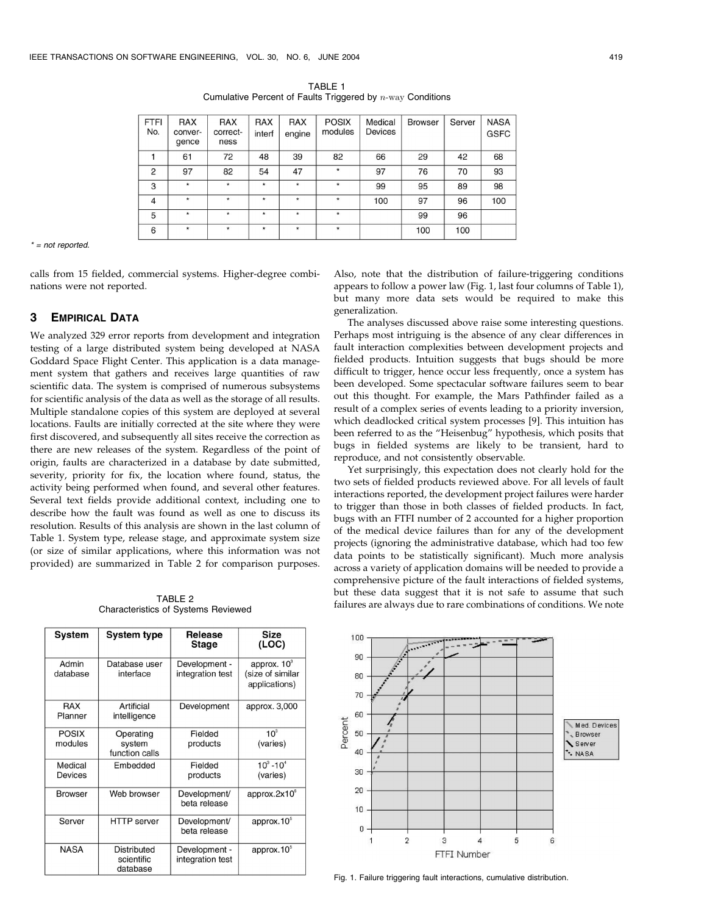TABLE 1
Cumulative Percent of Faults Triggered by $n$-way Conditions

| FTFI No. | RAX convergence | RAX correctness | RAX interf | RAX engine | POSIX modules | Medical Devices | Browser | Server | NASA GSFC |
|---|---|---|---|---|---|---|---|---|---|
| 1 | 61 | 72 | 48 | 39 | 82 | 66 | 29 | 42 | 68 |
| 2 | 97 | 82 | 54 | 47 | * | 97 | 76 | 70 | 93 |
| 3 | * | * | * | * | * | 99 | 95 | 89 | 98 |
| 4 | * | * | * | * | * | 100 | 97 | 96 | 100 |
| 5 | * | * | * | * | * | | 99 | 96 | |
| 6 | * | * | * | * | * | | 100 | 100 | |

\* = not reported.

calls from 15 fielded, commercial systems. Higher-degree combinations were not reported.

## 3 Empirical Data

We analyzed 329 error reports from development and integration testing of a large distributed system being developed at NASA Goddard Space Flight Center. This application is a data management system that gathers and receives large quantities of raw scientific data. The system is comprised of numerous subsystems for scientific analysis of the data as well as the storage of all results. Multiple standalone copies of this system are deployed at several locations. Faults are initially corrected at the site where they were first discovered, and subsequently all sites receive the correction as there are new releases of the system. Regardless of the point of origin, faults are characterized in a database by date submitted, severity, priority for fix, the location where found, status, the activity being performed when found, and several other features. Several text fields provide additional context, including one to describe how the fault was found as well as one to discuss its resolution. Results of this analysis are shown in the last column of Table 1. System type, release stage, and approximate system size (or size of similar applications, where this information was not provided) are summarized in Table 2 for comparison purposes.

TABLE 2
Characteristics of Systems Reviewed

| System | System type | Release Stage | Size (LOC) |
|---|---|---|---|
| Admin database | Database user interface | Development - integration test | approx. $10^3$ (size of similar applications) |
| RAX Planner | Artificial intelligence | Development | approx. 3,000 |
| POSIX modules | Operating system function calls | Fielded products | $10^3$ (varies) |
| Medical Devices | Embedded | Fielded products | $10^3$ - $10^4$ (varies) |
| Browser | Web browser | Development/ beta release | approx. $2 \times 10^6$ |
| Server | HTTP server | Development/ beta release | approx. $10^5$ |
| NASA | Distributed scientific database | Development - integration test | approx. $10^5$ |

Also, note that the distribution of failure-triggering conditions appears to follow a power law (Fig. 1, last four columns of Table 1), but many more data sets would be required to make this generalization.

The analyses discussed above raise some interesting questions. Perhaps most intriguing is the absence of any clear differences in fault interaction complexities between development projects and fielded products. Intuition suggests that bugs should be more difficult to trigger, hence occur less frequently, once a system has been developed. Some spectacular software failures seem to bear out this thought. For example, the Mars Pathfinder failed as a result of a complex series of events leading to a priority inversion, which deadlocked critical system processes [9]. This intuition has been referred to as the "Heisenbug" hypothesis, which posits that bugs in fielded systems are likely to be transient, hard to reproduce, and not consistently observable.

Yet surprisingly, this expectation does not clearly hold for the two sets of fielded products reviewed above. For all levels of fault interactions reported, the development project failures were harder to trigger than those in both classes of fielded products. In fact, bugs with an FTFI number of 2 accounted for a higher proportion of the medical device failures than for any of the development projects (ignoring the administrative database, which had too few data points to be statistically significant). Much more analysis across a variety of application domains will be needed to provide a comprehensive picture of the fault interactions of fielded systems, but these data suggest that it is not safe to assume that such failures are always due to rare combinations of conditions. We note

Fig. 1. Failure triggering fault interactions, cumulative distribution.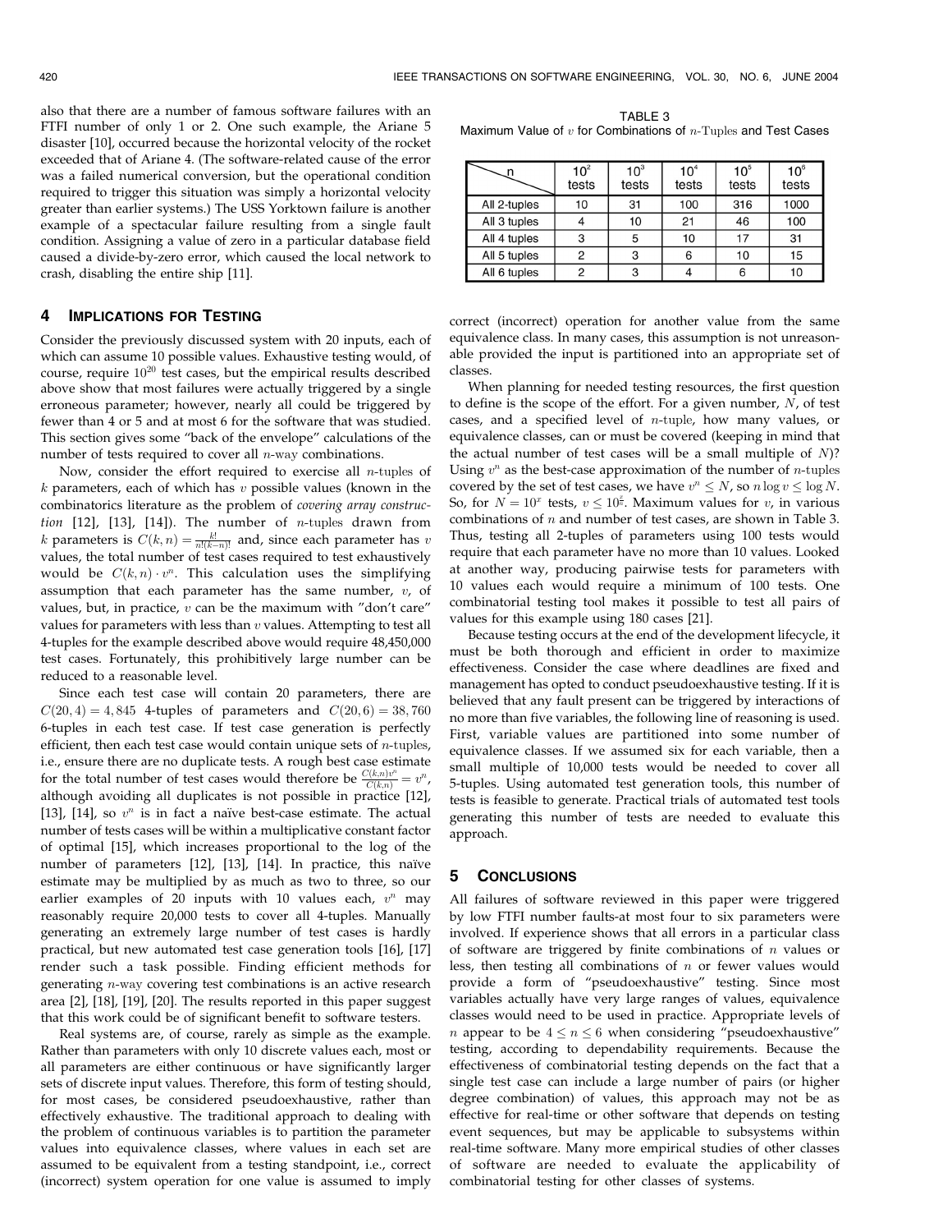also that there are a number of famous software failures with an FTFI number of only 1 or 2. One such example, the Ariane 5 disaster [10], occurred because the horizontal velocity of the rocket exceeded that of Ariane 4. (The software-related cause of the error was a failed numerical conversion, but the operational condition required to trigger this situation was simply a horizontal velocity greater than earlier systems.) The USS Yorktown failure is another example of a spectacular failure resulting from a single fault condition. Assigning a value of zero in a particular database field caused a divide-by-zero error, which caused the local network to crash, disabling the entire ship [11].

## 4 Implications for Testing

Consider the previously discussed system with 20 inputs, each of which can assume 10 possible values. Exhaustive testing would, of course, require $10^{20}$ test cases, but the empirical results described above show that most failures were actually triggered by a single erroneous parameter; however, nearly all could be triggered by fewer than 4 or 5 and at most 6 for the software that was studied. This section gives some "back of the envelope" calculations of the number of tests required to cover all $n$-way combinations.

Now, consider the effort required to exercise all $n$-tuples of $k$ parameters, each of which has $v$ possible values (known in the combinatorics literature as the problem of *covering array construction* [12], [13], [14]). The number of $n$-tuples drawn from $k$ parameters is $C(k,n) = \frac{k!}{n!(k-n)!}$ and, since each parameter has $v$ values, the total number of test cases required to test exhaustively would be $C(k,n) \cdot v^n$. This calculation uses the simplifying assumption that each parameter has the same number, $v$, of values, but, in practice, $v$ can be the maximum with "don't care" values for parameters with less than $v$ values. Attempting to test all 4-tuples for the example described above would require 48,450,000 test cases. Fortunately, this prohibitively large number can be reduced to a reasonable level.

Since each test case will contain 20 parameters, there are $C(20,4) = 4{,}845$ 4-tuples of parameters and $C(20,6) = 38{,}760$ 6-tuples in each test case. If test case generation is perfectly efficient, then each test case would contain unique sets of $n$-tuples, i.e., ensure there are no duplicate tests. A rough best case estimate for the total number of test cases would therefore be $\frac{C(k,n)v^n}{C(k,n)} = v^n$, although avoiding all duplicates is not possible in practice [12], [13], [14], so $v^n$ is in fact a naïve best-case estimate. The actual number of tests cases will be within a multiplicative constant factor of optimal [15], which increases proportional to the log of the number of parameters [12], [13], [14]. In practice, this naïve estimate may be multiplied by as much as two to three, so our earlier examples of 20 inputs with 10 values each, $v^n$ may reasonably require 20,000 tests to cover all 4-tuples. Manually generating an extremely large number of test cases is hardly practical, but new automated test case generation tools [16], [17] render such a task possible. Finding efficient methods for generating $n$-way covering test combinations is an active research area [2], [18], [19], [20]. The results reported in this paper suggest that this work could be of significant benefit to software testers.

Real systems are, of course, rarely as simple as the example. Rather than parameters with only 10 discrete values each, most or all parameters are either continuous or have significantly larger sets of discrete input values. Therefore, this form of testing should, for most cases, be considered pseudoexhaustive, rather than effectively exhaustive. The traditional approach to dealing with the problem of continuous variables is to partition the parameter values into equivalence classes, where values in each set are assumed to be equivalent from a testing standpoint, i.e., correct (incorrect) system operation for one value is assumed to imply correct (incorrect) operation for another value from the same equivalence class. In many cases, this assumption is not unreasonable provided the input is partitioned into an appropriate set of classes.

When planning for needed testing resources, the first question to define is the scope of the effort. For a given number, $N$, of test cases, and a specified level of $n$-tuple, how many values, or equivalence classes, can or must be covered (keeping in mind that the actual number of test cases will be a small multiple of $N$)? Using $v^n$ as the best-case approximation of the number of $n$-tuples covered by the set of test cases, we have $v^n \leq N$, so $n \log v \leq \log N$. So, for $N = 10^x$ tests, $v \leq 10^{\frac{x}{n}}$. Maximum values for $v$, in various combinations of $n$ and number of test cases, are shown in Table 3. Thus, testing all 2-tuples of parameters using 100 tests would require that each parameter have no more than 10 values. Looked at another way, producing pairwise tests for parameters with 10 values each would require a minimum of 100 tests. One combinatorial testing tool makes it possible to test all pairs of values for this example using 180 cases [21].

TABLE 3
Maximum Value of $v$ for Combinations of $n$-Tuples and Test Cases

| n | $10^2$ tests | $10^3$ tests | $10^4$ tests | $10^5$ tests | $10^6$ tests |
|---|---|---|---|---|---|
| All 2-tuples | 10 | 31 | 100 | 316 | 1000 |
| All 3 tuples | 4 | 10 | 21 | 46 | 100 |
| All 4 tuples | 3 | 5 | 10 | 17 | 31 |
| All 5 tuples | 2 | 3 | 6 | 10 | 15 |
| All 6 tuples | 2 | 3 | 4 | 6 | 10 |

Because testing occurs at the end of the development lifecycle, it must be both thorough and efficient in order to maximize effectiveness. Consider the case where deadlines are fixed and management has opted to conduct pseudoexhaustive testing. If it is believed that any fault present can be triggered by interactions of no more than five variables, the following line of reasoning is used. First, variable values are partitioned into some number of equivalence classes. If we assumed six for each variable, then a small multiple of 10,000 tests would be needed to cover all 5-tuples. Using automated test generation tools, this number of tests is feasible to generate. Practical trials of automated test tools generating this number of tests are needed to evaluate this approach.

## 5 Conclusions

All failures of software reviewed in this paper were triggered by low FTFI number faults-at most four to six parameters were involved. If experience shows that all errors in a particular class of software are triggered by finite combinations of $n$ values or less, then testing all combinations of $n$ or fewer values would provide a form of "pseudoexhaustive" testing. Since most variables actually have very large ranges of values, equivalence classes would need to be used in practice. Appropriate levels of $n$ appear to be $4 \leq n \leq 6$ when considering "pseudoexhaustive" testing, according to dependability requirements. Because the effectiveness of combinatorial testing depends on the fact that a single test case can include a large number of pairs (or higher degree combination) of values, this approach may not be as effective for real-time or other software that depends on testing event sequences, but may be applicable to subsystems within real-time software. Many more empirical studies of other classes of software are needed to evaluate the applicability of combinatorial testing for other classes of systems.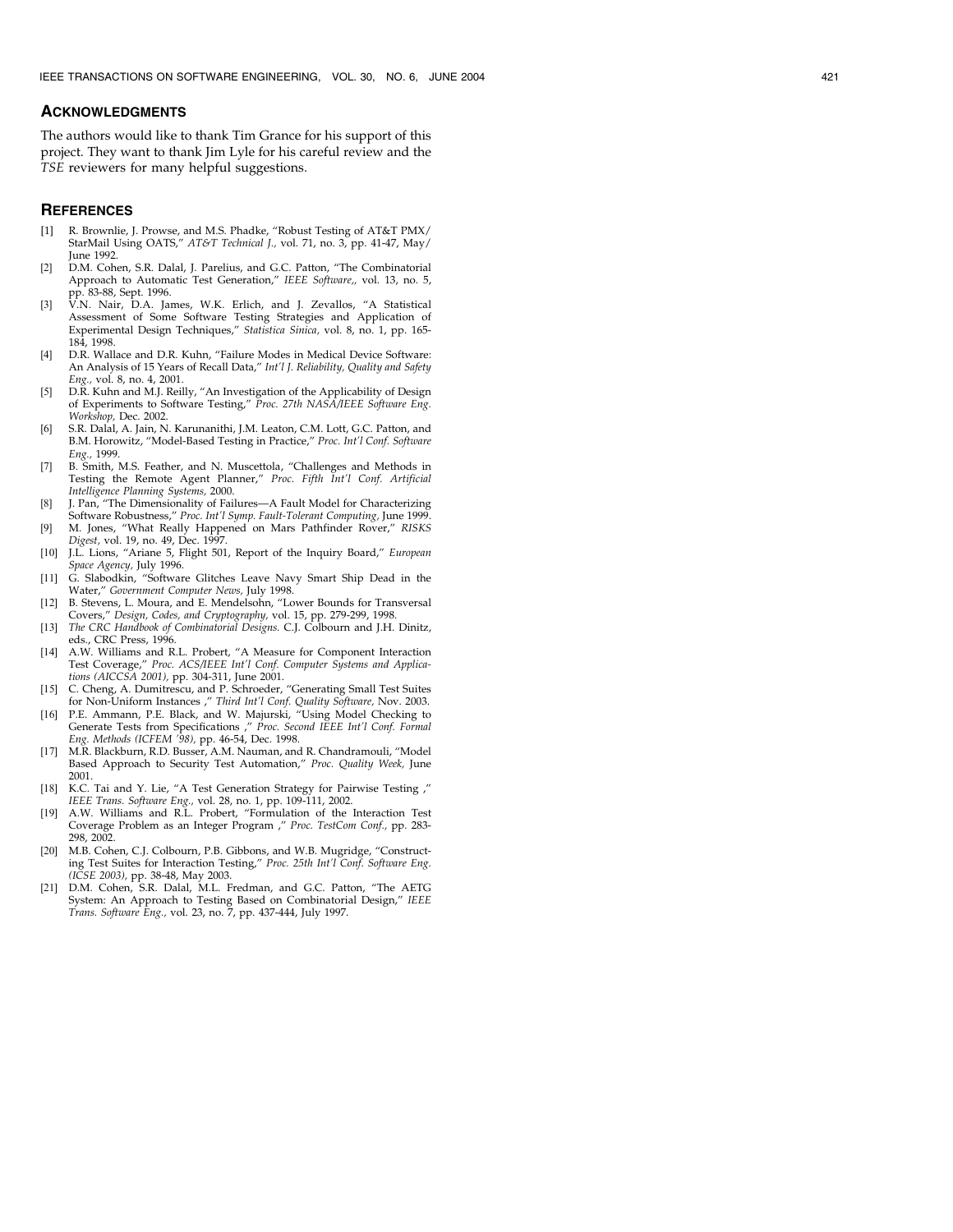## ACKNOWLEDGMENTS

The authors would like to thank Tim Grance for his support of this project. They want to thank Jim Lyle for his careful review and the *TSE* reviewers for many helpful suggestions.

## REFERENCES

[1] R. Brownlie, J. Prowse, and M.S. Phadke, "Robust Testing of AT&T PMX/StarMail Using OATS," *AT&T Technical J.,* vol. 71, no. 3, pp. 41-47, May/June 1992.

[2] D.M. Cohen, S.R. Dalal, J. Parelius, and G.C. Patton, "The Combinatorial Approach to Automatic Test Generation," *IEEE Software,,* vol. 13, no. 5, pp. 83-88, Sept. 1996.

[3] V.N. Nair, D.A. James, W.K. Erlich, and J. Zevallos, "A Statistical Assessment of Some Software Testing Strategies and Application of Experimental Design Techniques," *Statistica Sinica,* vol. 8, no. 1, pp. 165-184, 1998.

[4] D.R. Wallace and D.R. Kuhn, "Failure Modes in Medical Device Software: An Analysis of 15 Years of Recall Data," *Int'l J. Reliability, Quality and Safety Eng.,* vol. 8, no. 4, 2001.

[5] D.R. Kuhn and M.J. Reilly, "An Investigation of the Applicability of Design of Experiments to Software Testing," *Proc. 27th NASA/IEEE Software Eng. Workshop,* Dec. 2002.

[6] S.R. Dalal, A. Jain, N. Karunanithi, J.M. Leaton, C.M. Lott, G.C. Patton, and B.M. Horowitz, "Model-Based Testing in Practice," *Proc. Int'l Conf. Software Eng.,* 1999.

[7] B. Smith, M.S. Feather, and N. Muscettola, "Challenges and Methods in Testing the Remote Agent Planner," *Proc. Fifth Int'l Conf. Artificial Intelligence Planning Systems,* 2000.

[8] J. Pan, "The Dimensionality of Failures—A Fault Model for Characterizing Software Robustness," *Proc. Int'l Symp. Fault-Tolerant Computing,* June 1999.

[9] M. Jones, "What Really Happened on Mars Pathfinder Rover," *RISKS Digest,* vol. 19, no. 49, Dec. 1997.

[10] J.L. Lions, "Ariane 5, Flight 501, Report of the Inquiry Board," *European Space Agency,* July 1996.

[11] G. Slabodkin, "Software Glitches Leave Navy Smart Ship Dead in the Water," *Government Computer News,* July 1998.

[12] B. Stevens, L. Moura, and E. Mendelsohn, "Lower Bounds for Transversal Covers," *Design, Codes, and Cryptography,* vol. 15, pp. 279-299, 1998.

[13] *The CRC Handbook of Combinatorial Designs.* C.J. Colbourn and J.H. Dinitz, eds., CRC Press, 1996.

[14] A.W. Williams and R.L. Probert, "A Measure for Component Interaction Test Coverage," *Proc. ACS/IEEE Int'l Conf. Computer Systems and Applications (AICCSA 2001),* pp. 304-311, June 2001.

[15] C. Cheng, A. Dumitrescu, and P. Schroeder, "Generating Small Test Suites for Non-Uniform Instances ," *Third Int'l Conf. Quality Software,* Nov. 2003.

[16] P.E. Ammann, P.E. Black, and W. Majurski, "Using Model Checking to Generate Tests from Specifications ," *Proc. Second IEEE Int'l Conf. Formal Eng. Methods (ICFEM '98),* pp. 46-54, Dec. 1998.

[17] M.R. Blackburn, R.D. Busser, A.M. Nauman, and R. Chandramouli, "Model Based Approach to Security Test Automation," *Proc. Quality Week,* June 2001.

[18] K.C. Tai and Y. Lie, "A Test Generation Strategy for Pairwise Testing ," *IEEE Trans. Software Eng.,* vol. 28, no. 1, pp. 109-111, 2002.

[19] A.W. Williams and R.L. Probert, "Formulation of the Interaction Test Coverage Problem as an Integer Program ," *Proc. TestCom Conf.,* pp. 283-298, 2002.

[20] M.B. Cohen, C.J. Colbourn, P.B. Gibbons, and W.B. Mugridge, "Constructing Test Suites for Interaction Testing," *Proc. 25th Int'l Conf. Software Eng. (ICSE 2003),* pp. 38-48, May 2003.

[21] D.M. Cohen, S.R. Dalal, M.L. Fredman, and G.C. Patton, "The AETG System: An Approach to Testing Based on Combinatorial Design," *IEEE Trans. Software Eng.,* vol. 23, no. 7, pp. 437-444, July 1997.